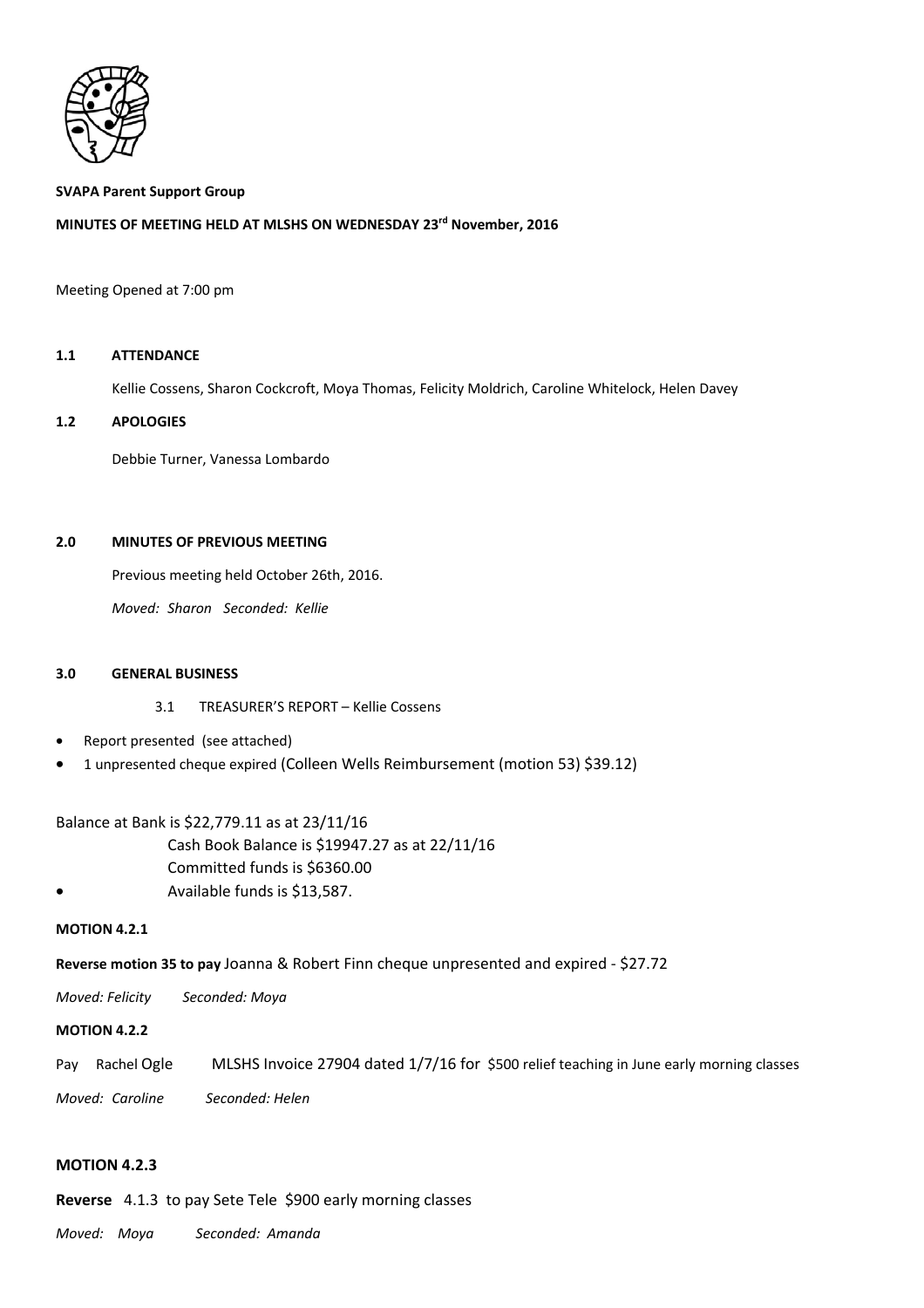**SVAPA Parent Support Group**

**MINUTES OF MEETING HELD AT MLSHS ON WEDNESDAY 23rd November, 2016**

Meeting Opened at 7:00 pm

**1.1 ATTENDANCE**

Kellie Cossens, Sharon Cockcroft, Moya Thomas, Felicity Moldrich, Caroline Whitelock, Helen Davey

**1.2 APOLOGIES**

Debbie Turner, Vanessa Lombardo

**2.0 MINUTES OF PREVIOUS MEETING**

Previous meeting held October 26th, 2016.

*Moved: Sharon Seconded: Kellie*

**3.0 GENERAL BUSINESS**

3.1 TREASURER'S REPORT – Kellie Cossens

- Report presented (see attached)
- 1 unpresented cheque expired (Colleen Wells Reimbursement (motion 53) $39.12)

Balance at Bank is $22,779.11 as at 23/11/16

Cash Book Balance is $19947.27 as at 22/11/16

Committed funds is $6360.00

- Available funds is $13,587.

**MOTION 4.2.1**

**Reverse motion 35 to pay** Joanna & Robert Finn cheque unpresented and expired - $27.72

*Moved: Felicity Seconded: Moya*

**MOTION 4.2.2**

Pay Rachel Ogle MLSHS Invoice 27904 dated 1/7/16 for $500 relief teaching in June early morning classes

*Moved: Caroline Seconded: Helen*

**MOTION 4.2.3**

**Reverse** 4.1.3 to pay Sete Tele $900 early morning classes

*Moved: Moya Seconded: Amanda*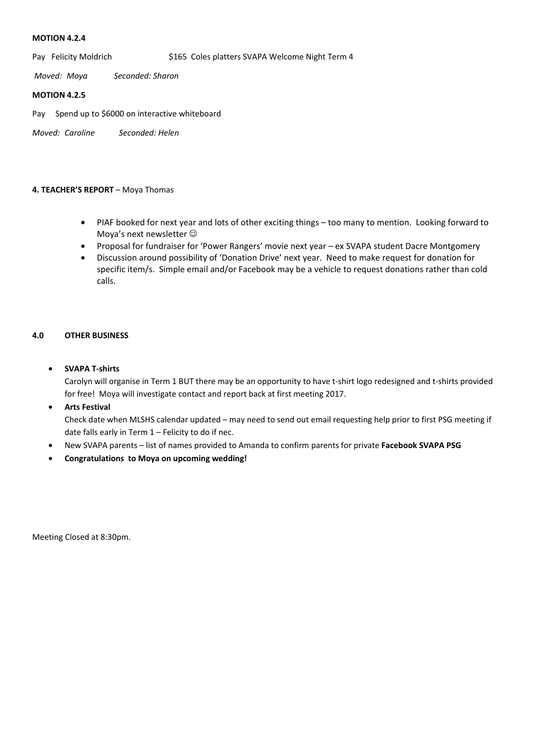**MOTION 4.2.4**

Pay Felicity Moldrich $165 Coles platters SVAPA Welcome Night Term 4

*Moved: Moya Seconded: Sharon*

**MOTION 4.2.5**

Pay Spend up to $6000 on interactive whiteboard

*Moved: Caroline Seconded: Helen*

**4. TEACHER'S REPORT** – Moya Thomas

- PIAF booked for next year and lots of other exciting things – too many to mention. Looking forward to Moya's next newsletter ☺
- Proposal for fundraiser for 'Power Rangers' movie next year – ex SVAPA student Dacre Montgomery
- Discussion around possibility of 'Donation Drive' next year. Need to make request for donation for specific item/s. Simple email and/or Facebook may be a vehicle to request donations rather than cold calls.

**4.0 OTHER BUSINESS**

- **SVAPA T-shirts**
  Carolyn will organise in Term 1 BUT there may be an opportunity to have t-shirt logo redesigned and t-shirts provided for free! Moya will investigate contact and report back at first meeting 2017.
- **Arts Festival**
  Check date when MLSHS calendar updated – may need to send out email requesting help prior to first PSG meeting if date falls early in Term 1 – Felicity to do if nec.
- New SVAPA parents – list of names provided to Amanda to confirm parents for private **Facebook SVAPA PSG**
- **Congratulations to Moya on upcoming wedding!**

Meeting Closed at 8:30pm.